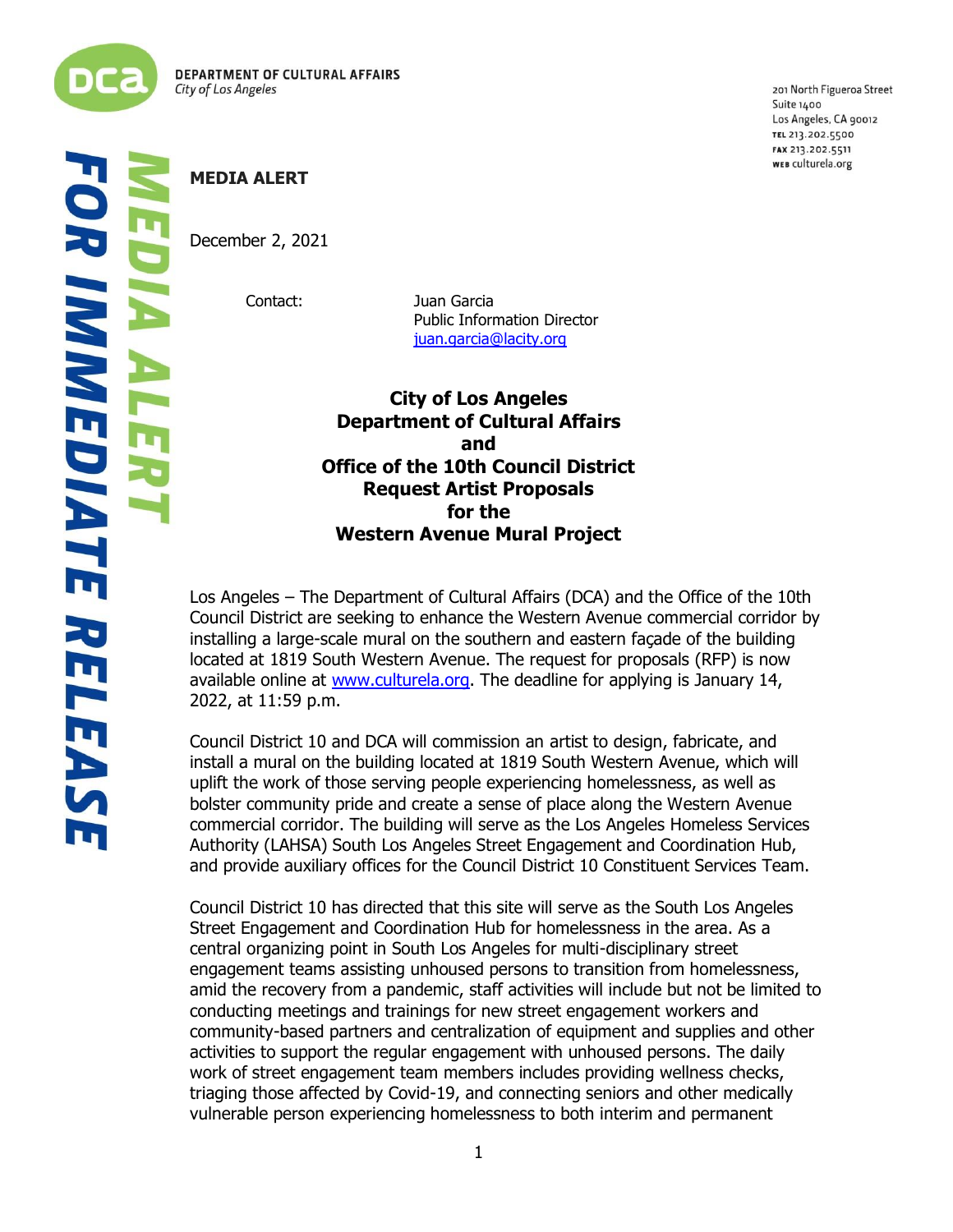DEPARTMENT OF CULTURAL AFFAIRS
*City of Los Angeles*

201 North Figueroa Street
Suite 1400
Los Angeles, CA 90012
TEL 213.202.5500
FAX 213.202.5511
WEB culturela.org

*MEDIA ALERT*

*FOR IMMEDIATE RELEASE*

**MEDIA ALERT**

December 2, 2021

Contact: Juan Garcia
Public Information Director
juan.garcia@lacity.org

**City of Los Angeles**
**Department of Cultural Affairs**
**and**
**Office of the 10th Council District**
**Request Artist Proposals**
**for the**
**Western Avenue Mural Project**

Los Angeles – The Department of Cultural Affairs (DCA) and the Office of the 10th Council District are seeking to enhance the Western Avenue commercial corridor by installing a large-scale mural on the southern and eastern façade of the building located at 1819 South Western Avenue. The request for proposals (RFP) is now available online at www.culturela.org. The deadline for applying is January 14, 2022, at 11:59 p.m.

Council District 10 and DCA will commission an artist to design, fabricate, and install a mural on the building located at 1819 South Western Avenue, which will uplift the work of those serving people experiencing homelessness, as well as bolster community pride and create a sense of place along the Western Avenue commercial corridor. The building will serve as the Los Angeles Homeless Services Authority (LAHSA) South Los Angeles Street Engagement and Coordination Hub, and provide auxiliary offices for the Council District 10 Constituent Services Team.

Council District 10 has directed that this site will serve as the South Los Angeles Street Engagement and Coordination Hub for homelessness in the area. As a central organizing point in South Los Angeles for multi-disciplinary street engagement teams assisting unhoused persons to transition from homelessness, amid the recovery from a pandemic, staff activities will include but not be limited to conducting meetings and trainings for new street engagement workers and community-based partners and centralization of equipment and supplies and other activities to support the regular engagement with unhoused persons. The daily work of street engagement team members includes providing wellness checks, triaging those affected by Covid-19, and connecting seniors and other medically vulnerable person experiencing homelessness to both interim and permanent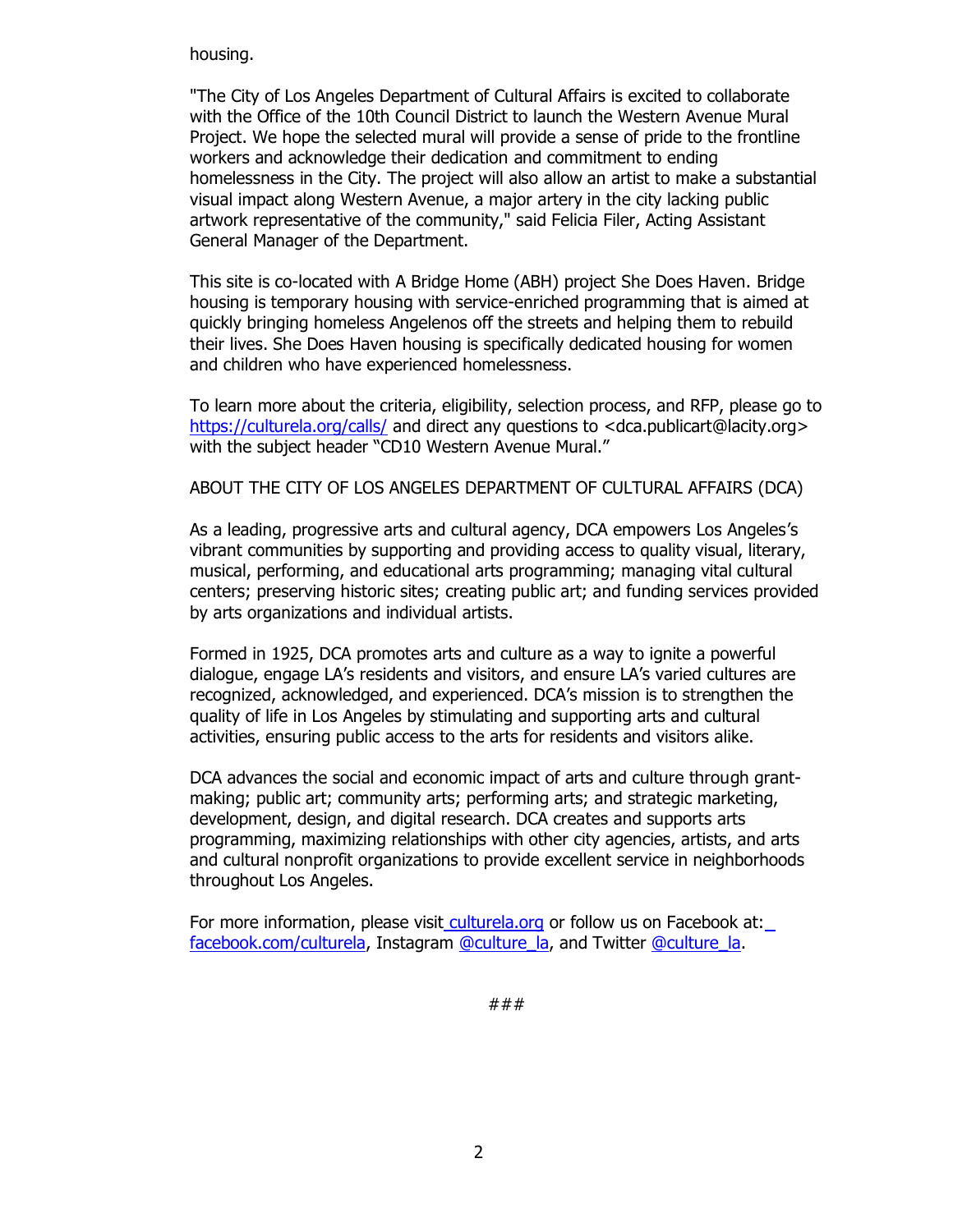housing.

"The City of Los Angeles Department of Cultural Affairs is excited to collaborate with the Office of the 10th Council District to launch the Western Avenue Mural Project. We hope the selected mural will provide a sense of pride to the frontline workers and acknowledge their dedication and commitment to ending homelessness in the City. The project will also allow an artist to make a substantial visual impact along Western Avenue, a major artery in the city lacking public artwork representative of the community," said Felicia Filer, Acting Assistant General Manager of the Department.

This site is co-located with A Bridge Home (ABH) project She Does Haven. Bridge housing is temporary housing with service-enriched programming that is aimed at quickly bringing homeless Angelenos off the streets and helping them to rebuild their lives. She Does Haven housing is specifically dedicated housing for women and children who have experienced homelessness.

To learn more about the criteria, eligibility, selection process, and RFP, please go to [https://culturela.org/calls/](https://culturela.org/calls/) and direct any questions to <dca.publicart@lacity.org> with the subject header "CD10 Western Avenue Mural."

ABOUT THE CITY OF LOS ANGELES DEPARTMENT OF CULTURAL AFFAIRS (DCA)

As a leading, progressive arts and cultural agency, DCA empowers Los Angeles's vibrant communities by supporting and providing access to quality visual, literary, musical, performing, and educational arts programming; managing vital cultural centers; preserving historic sites; creating public art; and funding services provided by arts organizations and individual artists.

Formed in 1925, DCA promotes arts and culture as a way to ignite a powerful dialogue, engage LA's residents and visitors, and ensure LA's varied cultures are recognized, acknowledged, and experienced. DCA's mission is to strengthen the quality of life in Los Angeles by stimulating and supporting arts and cultural activities, ensuring public access to the arts for residents and visitors alike.

DCA advances the social and economic impact of arts and culture through grant-making; public art; community arts; performing arts; and strategic marketing, development, design, and digital research. DCA creates and supports arts programming, maximizing relationships with other city agencies, artists, and arts and cultural nonprofit organizations to provide excellent service in neighborhoods throughout Los Angeles.

For more information, please visit [culturela.org](https://culturela.org) or follow us on Facebook at: [facebook.com/culturela](https://facebook.com/culturela), Instagram @culture_la, and Twitter @culture_la.

###